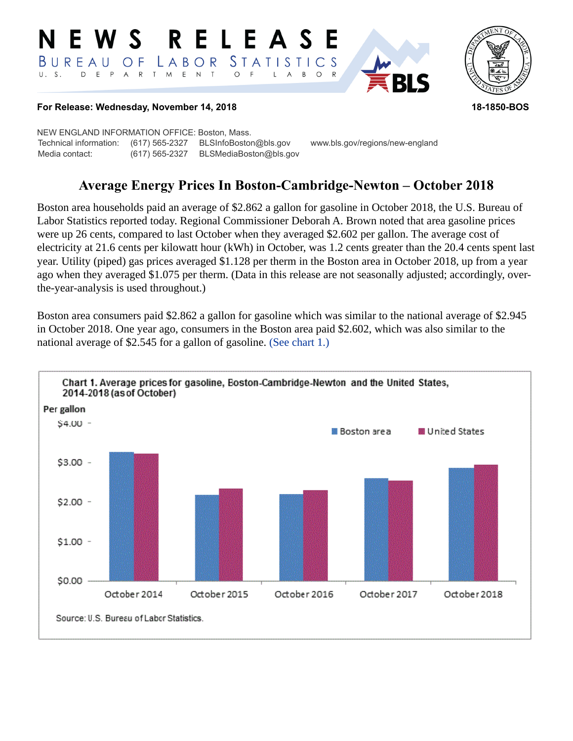# NEWS RELEASE

BUREAU OF LABOR STATISTICS
U. S. DEPARTMENT OF LABOR

**For Release: Wednesday, November 14, 2018** **18-1850-BOS**

NEW ENGLAND INFORMATION OFFICE: Boston, Mass.
Technical information: (617) 565-2327 BLSInfoBoston@bls.gov www.bls.gov/regions/new-england
Media contact: (617) 565-2327 BLSMediaBoston@bls.gov

## Average Energy Prices In Boston-Cambridge-Newton – October 2018

Boston area households paid an average of $2.862 a gallon for gasoline in October 2018, the U.S. Bureau of Labor Statistics reported today. Regional Commissioner Deborah A. Brown noted that area gasoline prices were up 26 cents, compared to last October when they averaged $2.602 per gallon. The average cost of electricity at 21.6 cents per kilowatt hour (kWh) in October, was 1.2 cents greater than the 20.4 cents spent last year. Utility (piped) gas prices averaged $1.128 per therm in the Boston area in October 2018, up from a year ago when they averaged $1.075 per therm. (Data in this release are not seasonally adjusted; accordingly, over-the-year-analysis is used throughout.)

Boston area consumers paid $2.862 a gallon for gasoline which was similar to the national average of $2.945 in October 2018. One year ago, consumers in the Boston area paid $2.602, which was also similar to the national average of $2.545 for a gallon of gasoline. (See chart 1.)

Chart 1. Average prices for gasoline, Boston-Cambridge-Newton and the United States, 2014-2018 (as of October)

Source: U.S. Bureau of Labor Statistics.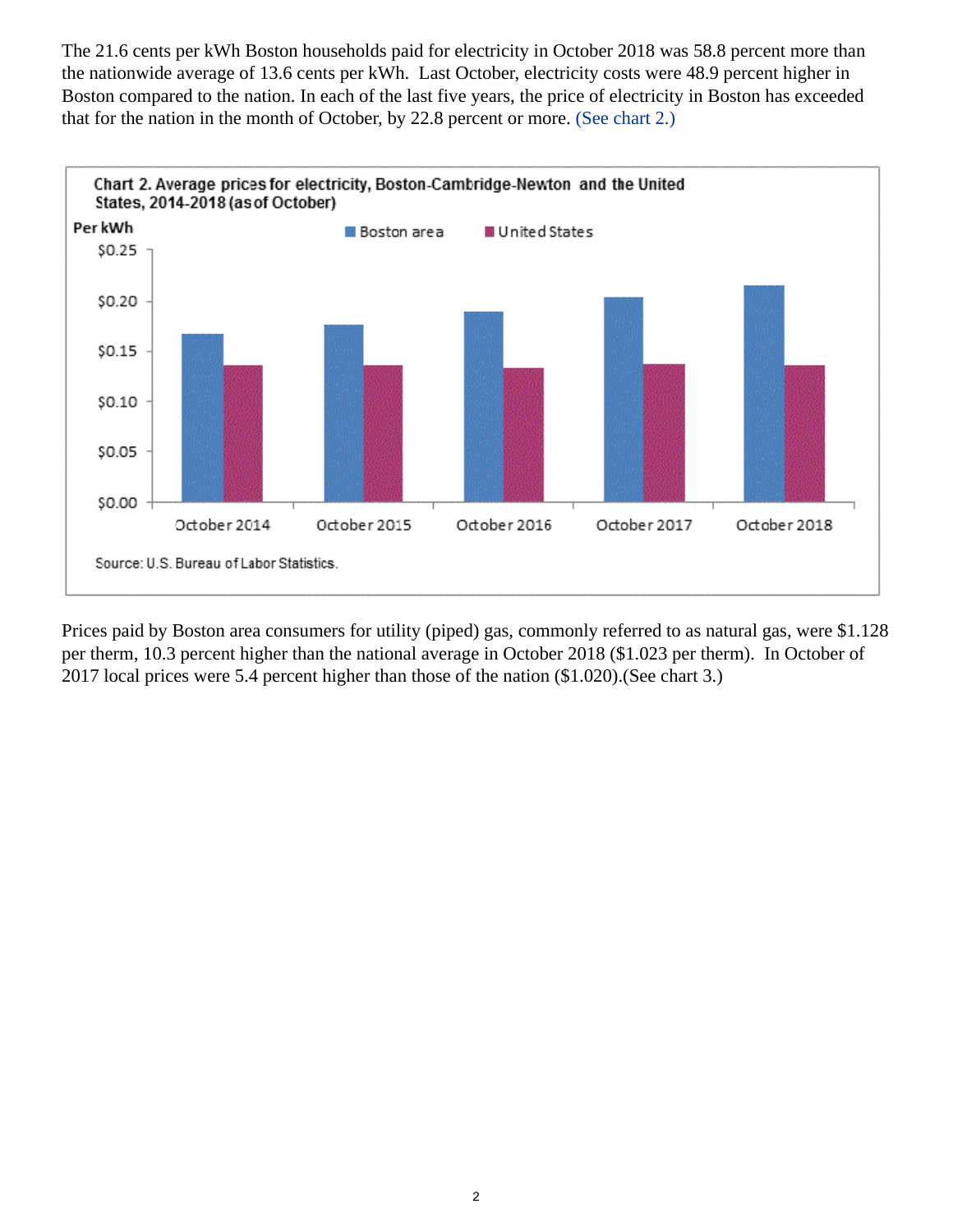The 21.6 cents per kWh Boston households paid for electricity in October 2018 was 58.8 percent more than the nationwide average of 13.6 cents per kWh. Last October, electricity costs were 48.9 percent higher in Boston compared to the nation. In each of the last five years, the price of electricity in Boston has exceeded that for the nation in the month of October, by 22.8 percent or more. (See chart 2.)

Chart 2. Average prices for electricity, Boston-Cambridge-Newton and the United States, 2014-2018 (as of October)

Source: U.S. Bureau of Labor Statistics.

Prices paid by Boston area consumers for utility (piped) gas, commonly referred to as natural gas, were $1.128 per therm, 10.3 percent higher than the national average in October 2018 ($1.023 per therm). In October of 2017 local prices were 5.4 percent higher than those of the nation ($1.020).(See chart 3.)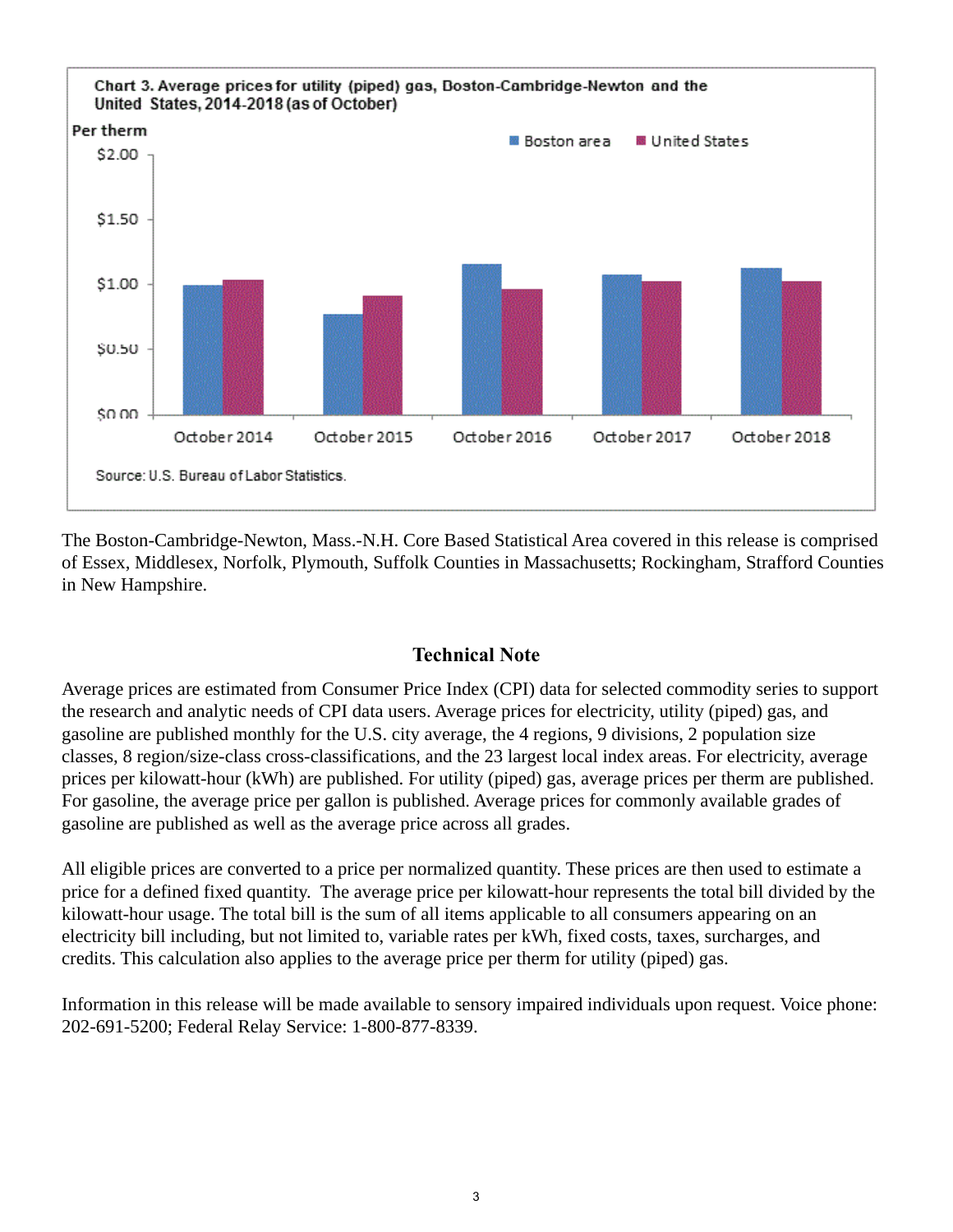Chart 3. Average prices for utility (piped) gas, Boston-Cambridge-Newton and the United States, 2014-2018 (as of October)

Source: U.S. Bureau of Labor Statistics.

The Boston-Cambridge-Newton, Mass.-N.H. Core Based Statistical Area covered in this release is comprised of Essex, Middlesex, Norfolk, Plymouth, Suffolk Counties in Massachusetts; Rockingham, Strafford Counties in New Hampshire.

## Technical Note

Average prices are estimated from Consumer Price Index (CPI) data for selected commodity series to support the research and analytic needs of CPI data users. Average prices for electricity, utility (piped) gas, and gasoline are published monthly for the U.S. city average, the 4 regions, 9 divisions, 2 population size classes, 8 region/size-class cross-classifications, and the 23 largest local index areas. For electricity, average prices per kilowatt-hour (kWh) are published. For utility (piped) gas, average prices per therm are published. For gasoline, the average price per gallon is published. Average prices for commonly available grades of gasoline are published as well as the average price across all grades.

All eligible prices are converted to a price per normalized quantity. These prices are then used to estimate a price for a defined fixed quantity. The average price per kilowatt-hour represents the total bill divided by the kilowatt-hour usage. The total bill is the sum of all items applicable to all consumers appearing on an electricity bill including, but not limited to, variable rates per kWh, fixed costs, taxes, surcharges, and credits. This calculation also applies to the average price per therm for utility (piped) gas.

Information in this release will be made available to sensory impaired individuals upon request. Voice phone: 202-691-5200; Federal Relay Service: 1-800-877-8339.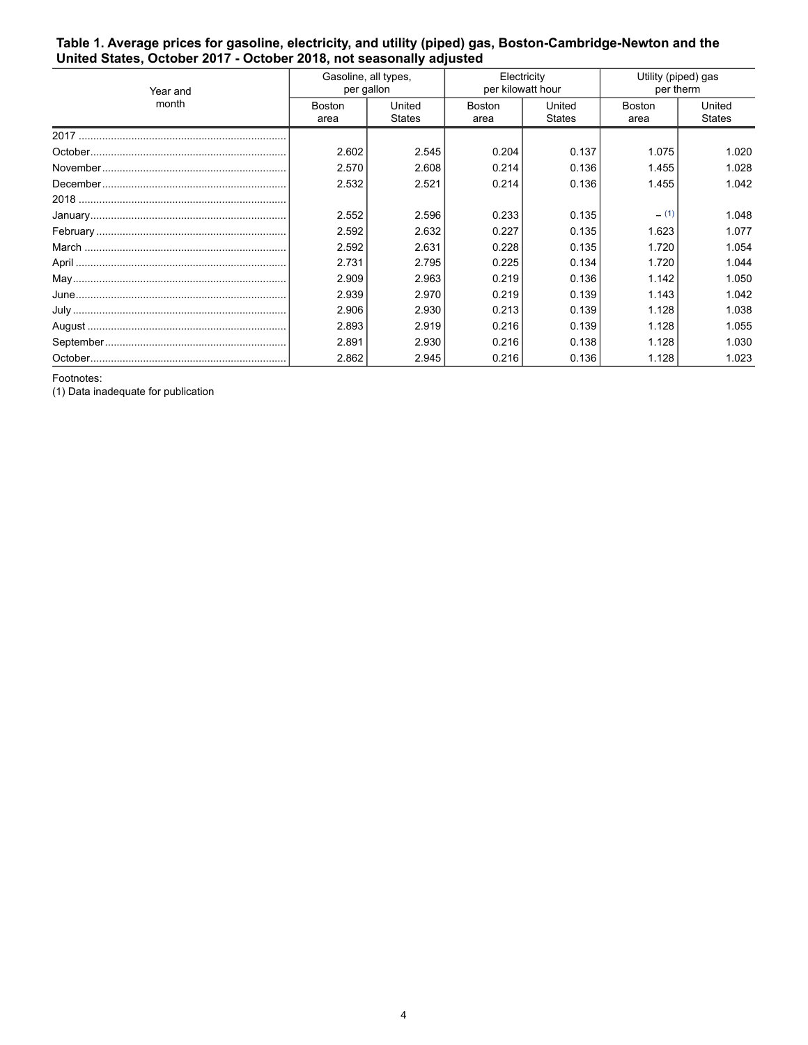**Table 1. Average prices for gasoline, electricity, and utility (piped) gas, Boston-Cambridge-Newton and the United States, October 2017 - October 2018, not seasonally adjusted**

| Year and month | Gasoline, all types, per gallon | | Electricity per kilowatt hour | | Utility (piped) gas per therm | |
|---|---|---|---|---|---|---|
| | Boston area | United States | Boston area | United States | Boston area | United States |
| 2017 | | | | | | |
| October | 2.602 | 2.545 | 0.204 | 0.137 | 1.075 | 1.020 |
| November | 2.570 | 2.608 | 0.214 | 0.136 | 1.455 | 1.028 |
| December | 2.532 | 2.521 | 0.214 | 0.136 | 1.455 | 1.042 |
| 2018 | | | | | | |
| January | 2.552 | 2.596 | 0.233 | 0.135 | – (1) | 1.048 |
| February | 2.592 | 2.632 | 0.227 | 0.135 | 1.623 | 1.077 |
| March | 2.592 | 2.631 | 0.228 | 0.135 | 1.720 | 1.054 |
| April | 2.731 | 2.795 | 0.225 | 0.134 | 1.720 | 1.044 |
| May | 2.909 | 2.963 | 0.219 | 0.136 | 1.142 | 1.050 |
| June | 2.939 | 2.970 | 0.219 | 0.139 | 1.143 | 1.042 |
| July | 2.906 | 2.930 | 0.213 | 0.139 | 1.128 | 1.038 |
| August | 2.893 | 2.919 | 0.216 | 0.139 | 1.128 | 1.055 |
| September | 2.891 | 2.930 | 0.216 | 0.138 | 1.128 | 1.030 |
| October | 2.862 | 2.945 | 0.216 | 0.136 | 1.128 | 1.023 |

Footnotes:
(1) Data inadequate for publication